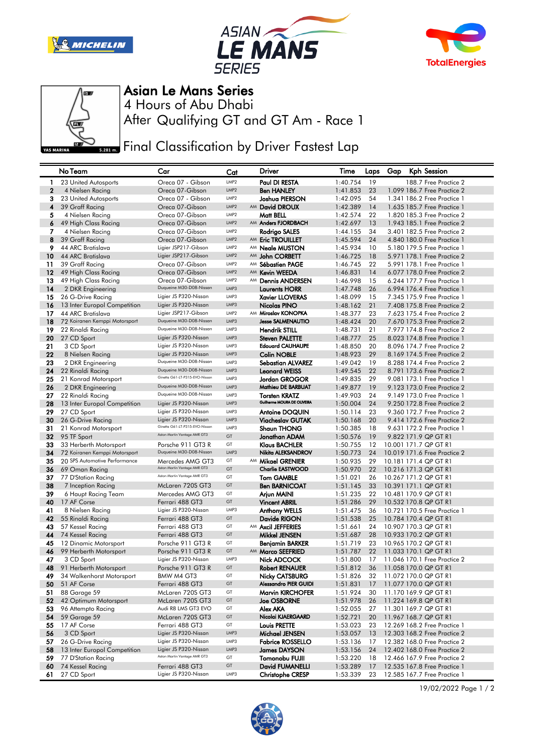# Asian Le Mans Series

4 Hours of Abu Dhabi

After Qualifying GT and GT Am - Race 1

## Final Classification by Driver Fastest Lap

| No | Team | Car | Cat | | Driver | Time | Laps | Gap | Kph | Session |
|---|---|---|---|---|---|---|---|---|---|---|
| 1 | 23 United Autosports | Oreca 07 - Gibson | LMP2 | | Paul DI RESTA | 1:40.754 | 19 | | 188.7 | Free Practice 2 |
| 2 | 4 Nielsen Racing | Oreca 07-Gibson | LMP2 | | Ben HANLEY | 1:41.853 | 23 | 1.099 | 186.7 | Free Practice 2 |
| 3 | 23 United Autosports | Oreca 07 - Gibson | LMP2 | | Joshua PIERSON | 1:42.095 | 54 | 1.341 | 186.2 | Free Practice 2 |
| 4 | 39 Graff Racing | Oreca 07-Gibson | LMP2 | AM | David DROUX | 1:42.389 | 14 | 1.635 | 185.7 | Free Practice 1 |
| 5 | 4 Nielsen Racing | Oreca 07-Gibson | LMP2 | | Matt BELL | 1:42.574 | 22 | 1.820 | 185.3 | Free Practice 2 |
| 6 | 49 High Class Racing | Oreca 07-Gibson | LMP2 | AM | Anders FJORDBACH | 1:42.697 | 13 | 1.943 | 185.1 | Free Practice 1 |
| 7 | 4 Nielsen Racing | Oreca 07-Gibson | LMP2 | | Rodrigo SALES | 1:44.155 | 34 | 3.401 | 182.5 | Free Practice 2 |
| 8 | 39 Graff Racing | Oreca 07-Gibson | LMP2 | AM | Eric TROUILLET | 1:45.594 | 24 | 4.840 | 180.0 | Free Practice 1 |
| 9 | 44 ARC Bratislava | Ligier JSP217-Gibson | LMP2 | AM | Neale MUSTON | 1:45.934 | 10 | 5.180 | 179.5 | Free Practice 1 |
| 10 | 44 ARC Bratislava | Ligier JSP217-Gibson | LMP2 | AM | John CORBETT | 1:46.725 | 18 | 5.971 | 178.2 | Free Practice 2 |
| 11 | 39 Graff Racing | Oreca 07-Gibson | LMP2 | AM | Sébastien PAGE | 1:46.745 | 22 | 5.991 | 178.1 | Free Practice 1 |
| 12 | 49 High Class Racing | Oreca 07-Gibson | LMP2 | AM | Kevin WEEDA | 1:46.831 | 14 | 6.077 | 178.0 | Free Practice 2 |
| 13 | 49 High Class Racing | Oreca 07-Gibson | LMP2 | AM | Dennis ANDERSEN | 1:46.998 | 15 | 6.244 | 177.7 | Free Practice 1 |
| 14 | 2 DKR Engineering | Duqueine M30-D08-Nissan | LMP3 | | Laurents HORR | 1:47.748 | 26 | 6.994 | 176.4 | Free Practice 1 |
| 15 | 26 G-Drive Racing | Ligier JS P320-Nissan | LMP3 | | Xavier LLOVERAS | 1:48.099 | 15 | 7.345 | 175.9 | Free Practice 1 |
| 16 | 13 Inter Europol Competition | Ligier JS P320-Nissan | LMP3 | | Nicolas PINO | 1:48.162 | 21 | 7.408 | 175.8 | Free Practice 2 |
| 17 | 44 ARC Bratislava | Ligier JSP217-Gibson | LMP2 | AM | Miroslav KONOPKA | 1:48.377 | 23 | 7.623 | 175.4 | Free Practice 2 |
| 18 | 72 Koiranen Kemppi Motorsport | Duqueine M30-D08-Nissan | LMP3 | | Jesse SALMENAUTIO | 1:48.424 | 20 | 7.670 | 175.3 | Free Practice 2 |
| 19 | 22 Rinaldi Racing | Duqueine M30-D08-Nissan | LMP3 | | Hendrik STILL | 1:48.731 | 21 | 7.977 | 174.8 | Free Practice 2 |
| 20 | 27 CD Sport | Ligier JS P320-Nissan | LMP3 | | Steven PALETTE | 1:48.777 | 25 | 8.023 | 174.8 | Free Practice 1 |
| 21 | 3 CD Sport | Ligier JS P320-Nissan | LMP3 | | Edouard CAUHAUPE | 1:48.850 | 20 | 8.096 | 174.7 | Free Practice 2 |
| 22 | 8 Nielsen Racing | Ligier JS P320-Nissan | LMP3 | | Colin NOBLE | 1:48.923 | 29 | 8.169 | 174.5 | Free Practice 2 |
| 23 | 2 DKR Engineering | Duqueine M30-D08-Nissan | LMP3 | | Sebastian ALVAREZ | 1:49.042 | 19 | 8.288 | 174.4 | Free Practice 2 |
| 24 | 22 Rinaldi Racing | Duqueine M30-D08-Nissan | LMP3 | | Leonard WEISS | 1:49.545 | 22 | 8.791 | 173.6 | Free Practice 2 |
| 25 | 21 Konrad Motorsport | Ginetta G61-LT-P315-EVO-Nissan | LMP3 | | Jordan GROGOR | 1:49.835 | 29 | 9.081 | 173.1 | Free Practice 1 |
| 26 | 2 DKR Engineering | Duqueine M30-D08-Nissan | LMP3 | | Mathieu DE BARBUAT | 1:49.877 | 19 | 9.123 | 173.0 | Free Practice 2 |
| 27 | 22 Rinaldi Racing | Duqueine M30-D08-Nissan | LMP3 | | Torsten KRATZ | 1:49.903 | 24 | 9.149 | 173.0 | Free Practice 1 |
| 28 | 13 Inter Europol Competition | Ligier JS P320-Nissan | LMP3 | | Guilherme MOURA DE OLIVEIRA | 1:50.004 | 24 | 9.250 | 172.8 | Free Practice 2 |
| 29 | 27 CD Sport | Ligier JS P320-Nissan | LMP3 | | Antoine DOQUIN | 1:50.114 | 23 | 9.360 | 172.7 | Free Practice 2 |
| 30 | 26 G-Drive Racing | Ligier JS P320-Nissan | LMP3 | | Viacheslav GUTAK | 1:50.168 | 20 | 9.414 | 172.6 | Free Practice 2 |
| 31 | 21 Konrad Motorsport | Ginetta G61-LT-P315-EVO-Nissan | LMP3 | | Shaun THONG | 1:50.385 | 18 | 9.631 | 172.2 | Free Practice 1 |
| 32 | 95 TF Sport | Aston Martin Vantage AMR GT3 | GT | | Jonathan ADAM | 1:50.576 | 19 | 9.822 | 171.9 | QP GT R1 |
| 33 | 33 Herberth Motorsport | Porsche 911 GT3 R | GT | | Klaus BACHLER | 1:50.755 | 12 | 10.001 | 171.7 | QP GT R1 |
| 34 | 72 Koiranen Kemppi Motorsport | Duqueine M30-D08-Nissan | LMP3 | | Nikita ALEKSANDROV | 1:50.773 | 24 | 10.019 | 171.6 | Free Practice 2 |
| 35 | 20 SPS Automotive Performance | Mercedes AMG GT3 | GT | AM | Mikael GRENIER | 1:50.935 | 29 | 10.181 | 171.4 | QP GT R1 |
| 36 | 69 Oman Racing | Aston Martin Vantage AMR GT3 | GT | | Charlie EASTWOOD | 1:50.970 | 22 | 10.216 | 171.3 | QP GT R1 |
| 37 | 77 D'Station Racing | Aston Martin Vantage AMR GT3 | GT | | Tom GAMBLE | 1:51.021 | 26 | 10.267 | 171.2 | QP GT R1 |
| 38 | 7 Inception Racing | McLaren 720S GT3 | GT | | Ben BARNICOAT | 1:51.145 | 33 | 10.391 | 171.1 | QP GT R1 |
| 39 | 6 Haupt Racing Team | Mercedes AMG GT3 | GT | | Arjun MAINI | 1:51.235 | 22 | 10.481 | 170.9 | QP GT R1 |
| 40 | 17 AF Corse | Ferrari 488 GT3 | GT | | Vincent ABRIL | 1:51.286 | 29 | 10.532 | 170.8 | QP GT R1 |
| 41 | 8 Nielsen Racing | Ligier JS P320-Nissan | LMP3 | | Anthony WELLS | 1:51.475 | 36 | 10.721 | 170.5 | Free Practice 1 |
| 42 | 55 Rinaldi Racing | Ferrari 488 GT3 | GT | | Davide RIGON | 1:51.538 | 25 | 10.784 | 170.4 | QP GT R1 |
| 43 | 57 Kessel Racing | Ferrari 488 GT3 | GT | AM | Axcil JEFFERIES | 1:51.661 | 24 | 10.907 | 170.3 | QP GT R1 |
| 44 | 74 Kessel Racing | Ferrari 488 GT3 | GT | | Mikkel JENSEN | 1:51.687 | 28 | 10.933 | 170.2 | QP GT R1 |
| 45 | 12 Dinamic Motorsport | Porsche 911 GT3 R | GT | | Benjamin BARKER | 1:51.719 | 23 | 10.965 | 170.2 | QP GT R1 |
| 46 | 99 Herberth Motorsport | Porsche 911 GT3 R | GT | AM | Marco SEEFRIED | 1:51.787 | 22 | 11.033 | 170.1 | QP GT R1 |
| 47 | 3 CD Sport | Ligier JS P320-Nissan | LMP3 | | Nick ADCOCK | 1:51.800 | 17 | 11.046 | 170.1 | Free Practice 2 |
| 48 | 91 Herberth Motorsport | Porsche 911 GT3 R | GT | | Robert RENAUER | 1:51.812 | 36 | 11.058 | 170.0 | QP GT R1 |
| 49 | 34 Walkenhorst Motorsport | BMW M4 GT3 | GT | | Nicky CATSBURG | 1:51.826 | 32 | 11.072 | 170.0 | QP GT R1 |
| 50 | 51 AF Corse | Ferrari 488 GT3 | GT | | Alessandro PIER GUIDI | 1:51.831 | 17 | 11.077 | 170.0 | QP GT R1 |
| 51 | 88 Garage 59 | McLaren 720S GT3 | GT | | Marvin KIRCHOFER | 1:51.924 | 30 | 11.170 | 169.9 | QP GT R1 |
| 52 | 42 Optimum Motorsport | McLaren 720S GT3 | GT | | Joe OSBORNE | 1:51.978 | 26 | 11.224 | 169.8 | QP GT R1 |
| 53 | 96 Attempto Racing | Audi R8 LMS GT3 EVO | GT | | Alex AKA | 1:52.055 | 27 | 11.301 | 169.7 | QP GT R1 |
| 54 | 59 Garage 59 | McLaren 720S GT3 | GT | | Nicolai KJAERGAARD | 1:52.721 | 20 | 11.967 | 168.7 | QP GT R1 |
| 55 | 17 AF Corse | Ferrari 488 GT3 | GT | | Louis PRETTE | 1:53.023 | 23 | 12.269 | 168.2 | Free Practice 1 |
| 56 | 3 CD Sport | Ligier JS P320-Nissan | LMP3 | | Michael JENSEN | 1:53.057 | 13 | 12.303 | 168.2 | Free Practice 2 |
| 57 | 26 G-Drive Racing | Ligier JS P320-Nissan | LMP3 | | Fabrice ROSSELLO | 1:53.136 | 17 | 12.382 | 168.0 | Free Practice 2 |
| 58 | 13 Inter Europol Competition | Ligier JS P320-Nissan | LMP3 | | James DAYSON | 1:53.156 | 24 | 12.402 | 168.0 | Free Practice 2 |
| 59 | 77 D'Station Racing | Aston Martin Vantage AMR GT3 | GT | | Tomonobu FUJII | 1:53.220 | 18 | 12.466 | 167.9 | Free Practice 2 |
| 60 | 74 Kessel Racing | Ferrari 488 GT3 | GT | | David FUMANELLI | 1:53.289 | 17 | 12.535 | 167.8 | Free Practice 1 |
| 61 | 27 CD Sport | Ligier JS P320-Nissan | LMP3 | | Christophe CRESP | 1:53.339 | 23 | 12.585 | 167.7 | Free Practice 1 |

19/02/2022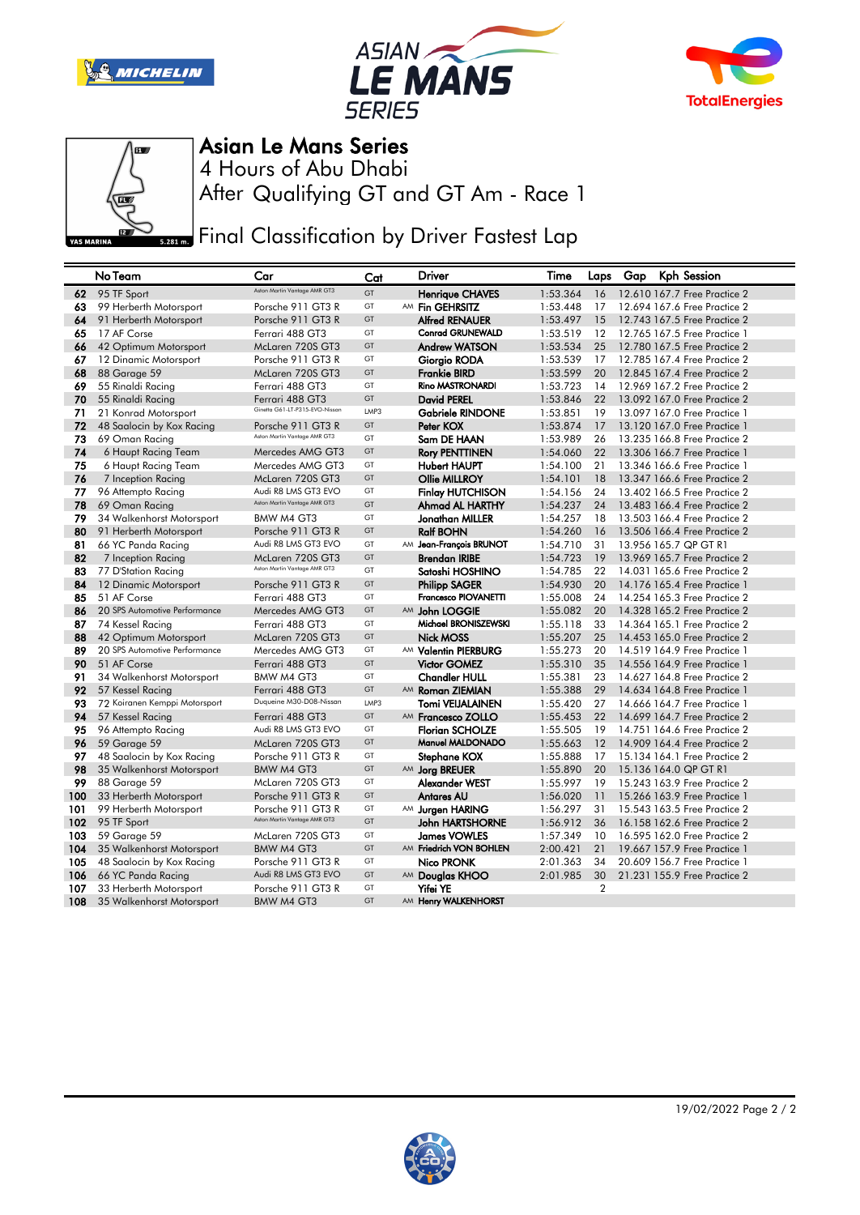# Asian Le Mans Series

4 Hours of Abu Dhabi

After Qualifying GT and GT Am - Race 1

## Final Classification by Driver Fastest Lap

| | No Team | Car | Cat | | Driver | Time | Laps | Gap | Kph | Session |
|---|---|---|---|---|---|---|---|---|---|---|
| 62 | 95 TF Sport | Aston Martin Vantage AMR GT3 | GT | | Henrique CHAVES | 1:53.364 | 16 | 12.610 | 167.7 | Free Practice 2 |
| 63 | 99 Herberth Motorsport | Porsche 911 GT3 R | GT | AM | Fin GEHRSITZ | 1:53.448 | 17 | 12.694 | 167.6 | Free Practice 2 |
| 64 | 91 Herberth Motorsport | Porsche 911 GT3 R | GT | | Alfred RENAUER | 1:53.497 | 15 | 12.743 | 167.5 | Free Practice 2 |
| 65 | 17 AF Corse | Ferrari 488 GT3 | GT | | Conrad GRUNEWALD | 1:53.519 | 12 | 12.765 | 167.5 | Free Practice 1 |
| 66 | 42 Optimum Motorsport | McLaren 720S GT3 | GT | | Andrew WATSON | 1:53.534 | 25 | 12.780 | 167.5 | Free Practice 2 |
| 67 | 12 Dinamic Motorsport | Porsche 911 GT3 R | GT | | Giorgio RODA | 1:53.539 | 17 | 12.785 | 167.4 | Free Practice 2 |
| 68 | 88 Garage 59 | McLaren 720S GT3 | GT | | Frankie BIRD | 1:53.599 | 20 | 12.845 | 167.4 | Free Practice 2 |
| 69 | 55 Rinaldi Racing | Ferrari 488 GT3 | GT | | Rino MASTRONARDI | 1:53.723 | 14 | 12.969 | 167.2 | Free Practice 2 |
| 70 | 55 Rinaldi Racing | Ferrari 488 GT3 | GT | | David PEREL | 1:53.846 | 22 | 13.092 | 167.0 | Free Practice 2 |
| 71 | 21 Konrad Motorsport | Ginetta G61-LT-P315-EVO-Nissan | LMP3 | | Gabriele RINDONE | 1:53.851 | 19 | 13.097 | 167.0 | Free Practice 1 |
| 72 | 48 Saalocin by Kox Racing | Porsche 911 GT3 R | GT | | Peter KOX | 1:53.874 | 17 | 13.120 | 167.0 | Free Practice 1 |
| 73 | 69 Oman Racing | Aston Martin Vantage AMR GT3 | GT | | Sam DE HAAN | 1:53.989 | 26 | 13.235 | 166.8 | Free Practice 2 |
| 74 | 6 Haupt Racing Team | Mercedes AMG GT3 | GT | | Rory PENTTINEN | 1:54.060 | 22 | 13.306 | 166.7 | Free Practice 1 |
| 75 | 6 Haupt Racing Team | Mercedes AMG GT3 | GT | | Hubert HAUPT | 1:54.100 | 21 | 13.346 | 166.6 | Free Practice 1 |
| 76 | 7 Inception Racing | McLaren 720S GT3 | GT | | Ollie MILLROY | 1:54.101 | 18 | 13.347 | 166.6 | Free Practice 2 |
| 77 | 96 Attempto Racing | Audi R8 LMS GT3 EVO | GT | | Finlay HUTCHISON | 1:54.156 | 24 | 13.402 | 166.5 | Free Practice 2 |
| 78 | 69 Oman Racing | Aston Martin Vantage AMR GT3 | GT | | Ahmad AL HARTHY | 1:54.237 | 24 | 13.483 | 166.4 | Free Practice 2 |
| 79 | 34 Walkenhorst Motorsport | BMW M4 GT3 | GT | | Jonathan MILLER | 1:54.257 | 18 | 13.503 | 166.4 | Free Practice 2 |
| 80 | 91 Herberth Motorsport | Porsche 911 GT3 R | GT | | Ralf BOHN | 1:54.260 | 16 | 13.506 | 166.4 | Free Practice 2 |
| 81 | 66 YC Panda Racing | Audi R8 LMS GT3 EVO | GT | AM | Jean-François BRUNOT | 1:54.710 | 31 | 13.956 | 165.7 | QP GT R1 |
| 82 | 7 Inception Racing | McLaren 720S GT3 | GT | | Brendan IRIBE | 1:54.723 | 19 | 13.969 | 165.7 | Free Practice 2 |
| 83 | 77 D'Station Racing | Aston Martin Vantage AMR GT3 | GT | | Satoshi HOSHINO | 1:54.785 | 22 | 14.031 | 165.6 | Free Practice 2 |
| 84 | 12 Dinamic Motorsport | Porsche 911 GT3 R | GT | | Philipp SAGER | 1:54.930 | 20 | 14.176 | 165.4 | Free Practice 1 |
| 85 | 51 AF Corse | Ferrari 488 GT3 | GT | | Francesco PIOVANETTI | 1:55.008 | 24 | 14.254 | 165.3 | Free Practice 2 |
| 86 | 20 SPS Automotive Performance | Mercedes AMG GT3 | GT | AM | John LOGGIE | 1:55.082 | 20 | 14.328 | 165.2 | Free Practice 2 |
| 87 | 74 Kessel Racing | Ferrari 488 GT3 | GT | | Michael BRONISZEWSKI | 1:55.118 | 33 | 14.364 | 165.1 | Free Practice 2 |
| 88 | 42 Optimum Motorsport | McLaren 720S GT3 | GT | | Nick MOSS | 1:55.207 | 25 | 14.453 | 165.0 | Free Practice 2 |
| 89 | 20 SPS Automotive Performance | Mercedes AMG GT3 | GT | AM | Valentin PIERBURG | 1:55.273 | 20 | 14.519 | 164.9 | Free Practice 1 |
| 90 | 51 AF Corse | Ferrari 488 GT3 | GT | | Victor GOMEZ | 1:55.310 | 35 | 14.556 | 164.9 | Free Practice 1 |
| 91 | 34 Walkenhorst Motorsport | BMW M4 GT3 | GT | | Chandler HULL | 1:55.381 | 23 | 14.627 | 164.8 | Free Practice 2 |
| 92 | 57 Kessel Racing | Ferrari 488 GT3 | GT | AM | Roman ZIEMIAN | 1:55.388 | 29 | 14.634 | 164.8 | Free Practice 1 |
| 93 | 72 Koiranen Kemppi Motorsport | Duqueine M30-D08-Nissan | LMP3 | | Tomi VEIJALAINEN | 1:55.420 | 27 | 14.666 | 164.7 | Free Practice 1 |
| 94 | 57 Kessel Racing | Ferrari 488 GT3 | GT | AM | Francesco ZOLLO | 1:55.453 | 22 | 14.699 | 164.7 | Free Practice 2 |
| 95 | 96 Attempto Racing | Audi R8 LMS GT3 EVO | GT | | Florian SCHOLZE | 1:55.505 | 19 | 14.751 | 164.6 | Free Practice 2 |
| 96 | 59 Garage 59 | McLaren 720S GT3 | GT | | Manuel MALDONADO | 1:55.663 | 12 | 14.909 | 164.4 | Free Practice 2 |
| 97 | 48 Saalocin by Kox Racing | Porsche 911 GT3 R | GT | | Stephane KOX | 1:55.888 | 17 | 15.134 | 164.1 | Free Practice 2 |
| 98 | 35 Walkenhorst Motorsport | BMW M4 GT3 | GT | AM | Jorg BREUER | 1:55.890 | 20 | 15.136 | 164.0 | QP GT R1 |
| 99 | 88 Garage 59 | McLaren 720S GT3 | GT | | Alexander WEST | 1:55.997 | 19 | 15.243 | 163.9 | Free Practice 2 |
| 100 | 33 Herberth Motorsport | Porsche 911 GT3 R | GT | | Antares AU | 1:56.020 | 11 | 15.266 | 163.9 | Free Practice 1 |
| 101 | 99 Herberth Motorsport | Porsche 911 GT3 R | GT | AM | Jurgen HARING | 1:56.297 | 31 | 15.543 | 163.5 | Free Practice 2 |
| 102 | 95 TF Sport | Aston Martin Vantage AMR GT3 | GT | | John HARTSHORNE | 1:56.912 | 36 | 16.158 | 162.6 | Free Practice 2 |
| 103 | 59 Garage 59 | McLaren 720S GT3 | GT | | James VOWLES | 1:57.349 | 10 | 16.595 | 162.0 | Free Practice 2 |
| 104 | 35 Walkenhorst Motorsport | BMW M4 GT3 | GT | AM | Friedrich VON BOHLEN | 2:00.421 | 21 | 19.667 | 157.9 | Free Practice 1 |
| 105 | 48 Saalocin by Kox Racing | Porsche 911 GT3 R | GT | | Nico PRONK | 2:01.363 | 34 | 20.609 | 156.7 | Free Practice 1 |
| 106 | 66 YC Panda Racing | Audi R8 LMS GT3 EVO | GT | AM | Douglas KHOO | 2:01.985 | 30 | 21.231 | 155.9 | Free Practice 2 |
| 107 | 33 Herberth Motorsport | Porsche 911 GT3 R | GT | | Yifei YE | | 2 | | | |
| 108 | 35 Walkenhorst Motorsport | BMW M4 GT3 | GT | AM | Henry WALKENHORST | | | | | |

19/02/2022